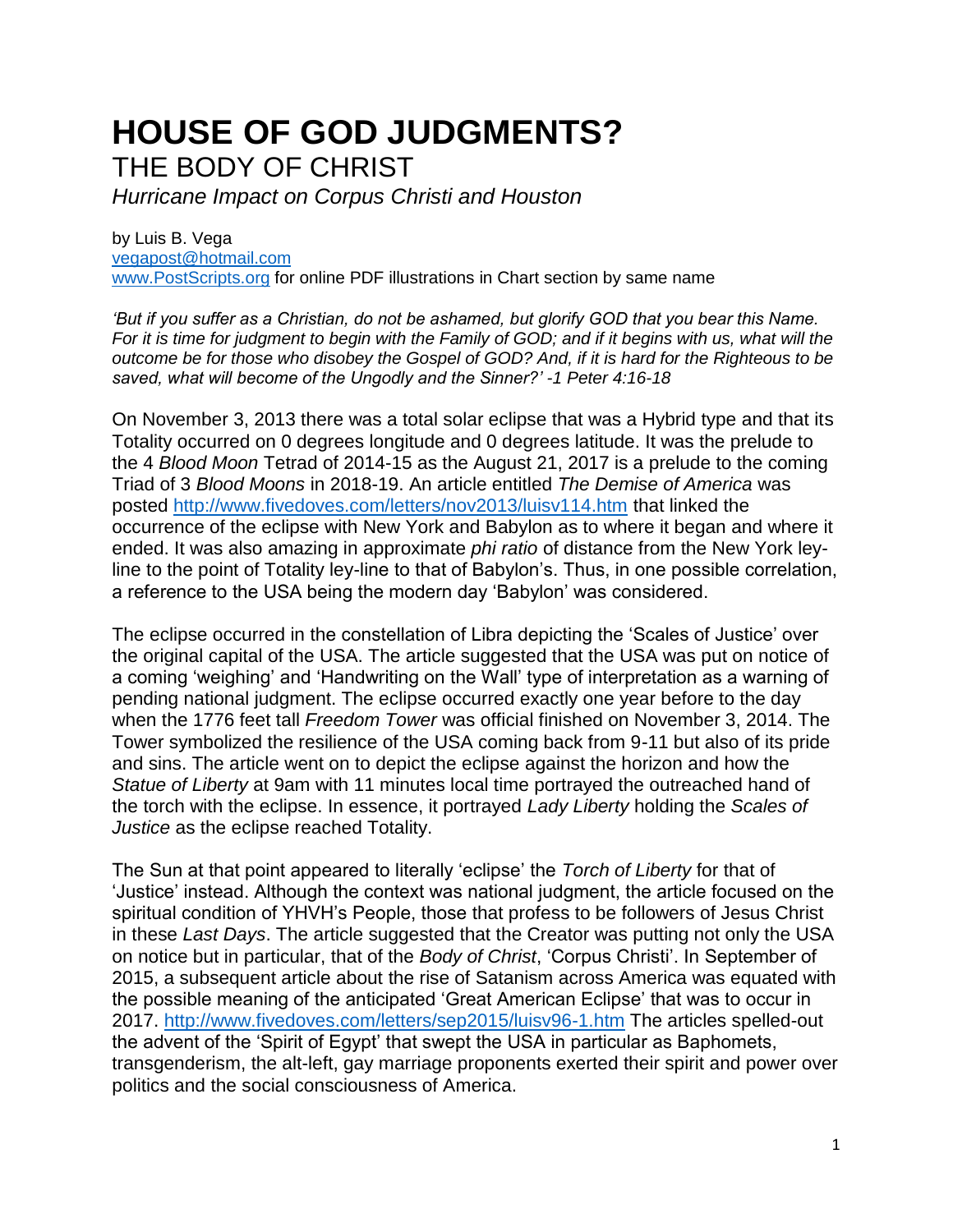# HOUSE OF GOD JUDGMENTS?

## THE BODY OF CHRIST

*Hurricane Impact on Corpus Christi and Houston*

by Luis B. Vega
vegapost@hotmail.com
www.PostScripts.org for online PDF illustrations in Chart section by same name

*'But if you suffer as a Christian, do not be ashamed, but glorify GOD that you bear this Name. For it is time for judgment to begin with the Family of GOD; and if it begins with us, what will the outcome be for those who disobey the Gospel of GOD? And, if it is hard for the Righteous to be saved, what will become of the Ungodly and the Sinner?' -1 Peter 4:16-18*

On November 3, 2013 there was a total solar eclipse that was a Hybrid type and that its Totality occurred on 0 degrees longitude and 0 degrees latitude. It was the prelude to the 4 *Blood Moon* Tetrad of 2014-15 as the August 21, 2017 is a prelude to the coming Triad of 3 *Blood Moons* in 2018-19. An article entitled *The Demise of America* was posted http://www.fivedoves.com/letters/nov2013/luisv114.htm that linked the occurrence of the eclipse with New York and Babylon as to where it began and where it ended. It was also amazing in approximate *phi ratio* of distance from the New York ley-line to the point of Totality ley-line to that of Babylon's. Thus, in one possible correlation, a reference to the USA being the modern day 'Babylon' was considered.

The eclipse occurred in the constellation of Libra depicting the 'Scales of Justice' over the original capital of the USA. The article suggested that the USA was put on notice of a coming 'weighing' and 'Handwriting on the Wall' type of interpretation as a warning of pending national judgment. The eclipse occurred exactly one year before to the day when the 1776 feet tall *Freedom Tower* was official finished on November 3, 2014. The Tower symbolized the resilience of the USA coming back from 9-11 but also of its pride and sins. The article went on to depict the eclipse against the horizon and how the *Statue of Liberty* at 9am with 11 minutes local time portrayed the outreached hand of the torch with the eclipse. In essence, it portrayed *Lady Liberty* holding the *Scales of Justice* as the eclipse reached Totality.

The Sun at that point appeared to literally 'eclipse' the *Torch of Liberty* for that of 'Justice' instead. Although the context was national judgment, the article focused on the spiritual condition of YHVH's People, those that profess to be followers of Jesus Christ in these *Last Days*. The article suggested that the Creator was putting not only the USA on notice but in particular, that of the *Body of Christ*, 'Corpus Christi'. In September of 2015, a subsequent article about the rise of Satanism across America was equated with the possible meaning of the anticipated 'Great American Eclipse' that was to occur in 2017. http://www.fivedoves.com/letters/sep2015/luisv96-1.htm The articles spelled-out the advent of the 'Spirit of Egypt' that swept the USA in particular as Baphomets, transgenderism, the alt-left, gay marriage proponents exerted their spirit and power over politics and the social consciousness of America.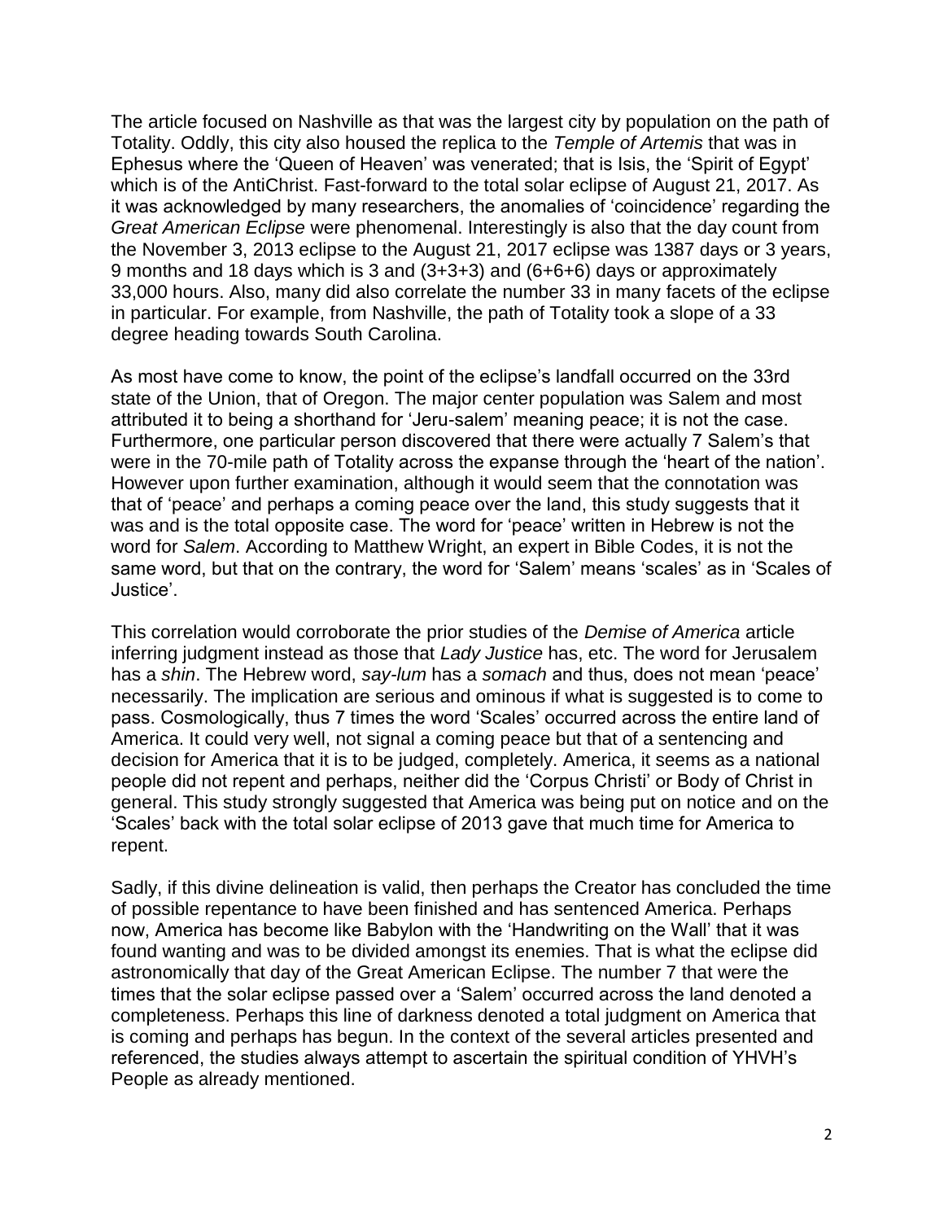The article focused on Nashville as that was the largest city by population on the path of Totality. Oddly, this city also housed the replica to the *Temple of Artemis* that was in Ephesus where the 'Queen of Heaven' was venerated; that is Isis, the 'Spirit of Egypt' which is of the AntiChrist. Fast-forward to the total solar eclipse of August 21, 2017. As it was acknowledged by many researchers, the anomalies of 'coincidence' regarding the *Great American Eclipse* were phenomenal. Interestingly is also that the day count from the November 3, 2013 eclipse to the August 21, 2017 eclipse was 1387 days or 3 years, 9 months and 18 days which is 3 and (3+3+3) and (6+6+6) days or approximately 33,000 hours. Also, many did also correlate the number 33 in many facets of the eclipse in particular. For example, from Nashville, the path of Totality took a slope of a 33 degree heading towards South Carolina.

As most have come to know, the point of the eclipse's landfall occurred on the 33rd state of the Union, that of Oregon. The major center population was Salem and most attributed it to being a shorthand for 'Jeru-salem' meaning peace; it is not the case. Furthermore, one particular person discovered that there were actually 7 Salem's that were in the 70-mile path of Totality across the expanse through the 'heart of the nation'. However upon further examination, although it would seem that the connotation was that of 'peace' and perhaps a coming peace over the land, this study suggests that it was and is the total opposite case. The word for 'peace' written in Hebrew is not the word for *Salem*. According to Matthew Wright, an expert in Bible Codes, it is not the same word, but that on the contrary, the word for 'Salem' means 'scales' as in 'Scales of Justice'.

This correlation would corroborate the prior studies of the *Demise of America* article inferring judgment instead as those that *Lady Justice* has, etc. The word for Jerusalem has a *shin*. The Hebrew word, *say-lum* has a *somach* and thus, does not mean 'peace' necessarily. The implication are serious and ominous if what is suggested is to come to pass. Cosmologically, thus 7 times the word 'Scales' occurred across the entire land of America. It could very well, not signal a coming peace but that of a sentencing and decision for America that it is to be judged, completely. America, it seems as a national people did not repent and perhaps, neither did the 'Corpus Christi' or Body of Christ in general. This study strongly suggested that America was being put on notice and on the 'Scales' back with the total solar eclipse of 2013 gave that much time for America to repent.

Sadly, if this divine delineation is valid, then perhaps the Creator has concluded the time of possible repentance to have been finished and has sentenced America. Perhaps now, America has become like Babylon with the 'Handwriting on the Wall' that it was found wanting and was to be divided amongst its enemies. That is what the eclipse did astronomically that day of the Great American Eclipse. The number 7 that were the times that the solar eclipse passed over a 'Salem' occurred across the land denoted a completeness. Perhaps this line of darkness denoted a total judgment on America that is coming and perhaps has begun. In the context of the several articles presented and referenced, the studies always attempt to ascertain the spiritual condition of YHVH's People as already mentioned.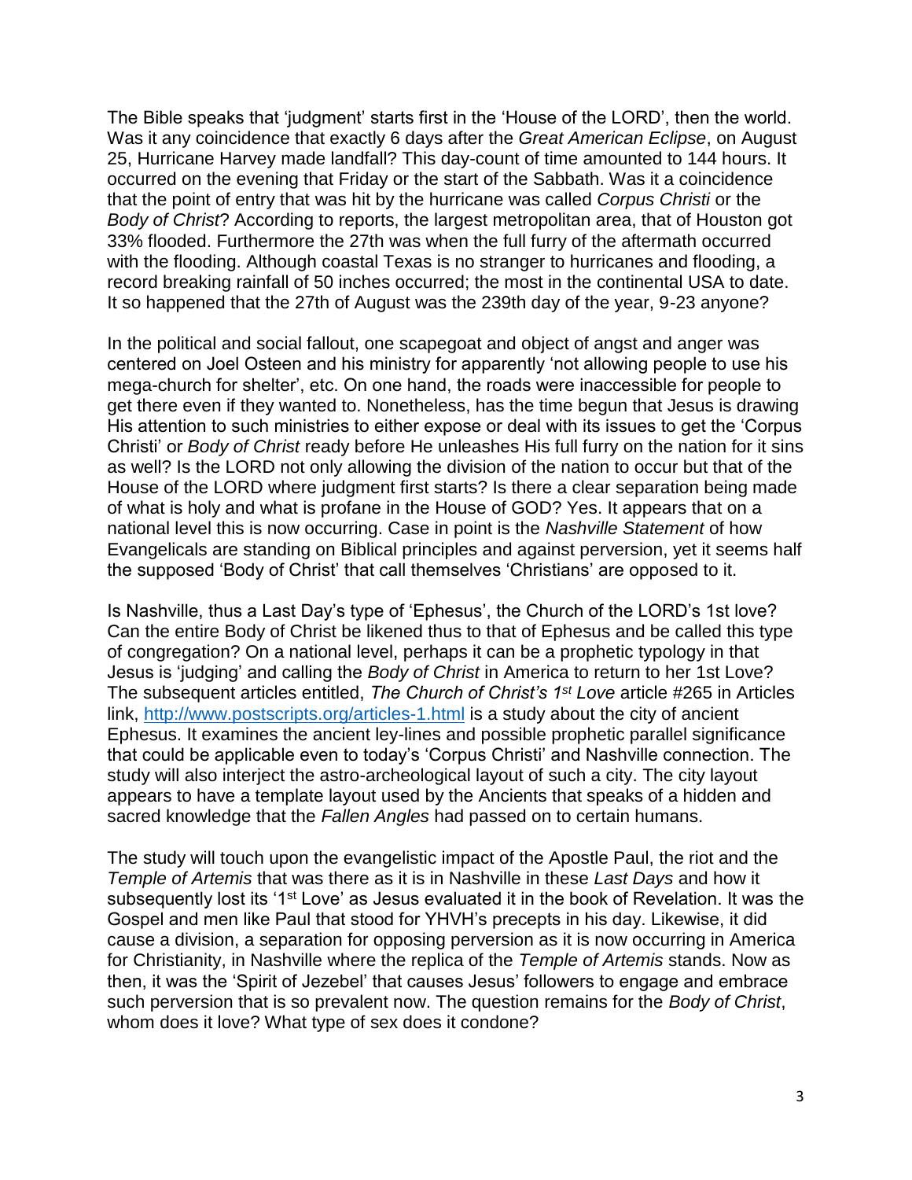The Bible speaks that 'judgment' starts first in the 'House of the LORD', then the world. Was it any coincidence that exactly 6 days after the *Great American Eclipse*, on August 25, Hurricane Harvey made landfall? This day-count of time amounted to 144 hours. It occurred on the evening that Friday or the start of the Sabbath. Was it a coincidence that the point of entry that was hit by the hurricane was called *Corpus Christi* or the *Body of Christ*? According to reports, the largest metropolitan area, that of Houston got 33% flooded. Furthermore the 27th was when the full furry of the aftermath occurred with the flooding. Although coastal Texas is no stranger to hurricanes and flooding, a record breaking rainfall of 50 inches occurred; the most in the continental USA to date. It so happened that the 27th of August was the 239th day of the year, 9-23 anyone?

In the political and social fallout, one scapegoat and object of angst and anger was centered on Joel Osteen and his ministry for apparently 'not allowing people to use his mega-church for shelter', etc. On one hand, the roads were inaccessible for people to get there even if they wanted to. Nonetheless, has the time begun that Jesus is drawing His attention to such ministries to either expose or deal with its issues to get the 'Corpus Christi' or *Body of Christ* ready before He unleashes His full furry on the nation for it sins as well? Is the LORD not only allowing the division of the nation to occur but that of the House of the LORD where judgment first starts? Is there a clear separation being made of what is holy and what is profane in the House of GOD? Yes. It appears that on a national level this is now occurring. Case in point is the *Nashville Statement* of how Evangelicals are standing on Biblical principles and against perversion, yet it seems half the supposed 'Body of Christ' that call themselves 'Christians' are opposed to it.

Is Nashville, thus a Last Day's type of 'Ephesus', the Church of the LORD's 1st love? Can the entire Body of Christ be likened thus to that of Ephesus and be called this type of congregation? On a national level, perhaps it can be a prophetic typology in that Jesus is 'judging' and calling the *Body of Christ* in America to return to her 1st Love? The subsequent articles entitled, *The Church of Christ's 1st Love* article #265 in Articles link, [http://www.postscripts.org/articles-1.html](http://www.postscripts.org/articles-1.html) is a study about the city of ancient Ephesus. It examines the ancient ley-lines and possible prophetic parallel significance that could be applicable even to today's 'Corpus Christi' and Nashville connection. The study will also interject the astro-archeological layout of such a city. The city layout appears to have a template layout used by the Ancients that speaks of a hidden and sacred knowledge that the *Fallen Angles* had passed on to certain humans.

The study will touch upon the evangelistic impact of the Apostle Paul, the riot and the *Temple of Artemis* that was there as it is in Nashville in these *Last Days* and how it subsequently lost its '1st Love' as Jesus evaluated it in the book of Revelation. It was the Gospel and men like Paul that stood for YHVH's precepts in his day. Likewise, it did cause a division, a separation for opposing perversion as it is now occurring in America for Christianity, in Nashville where the replica of the *Temple of Artemis* stands. Now as then, it was the 'Spirit of Jezebel' that causes Jesus' followers to engage and embrace such perversion that is so prevalent now. The question remains for the *Body of Christ*, whom does it love? What type of sex does it condone?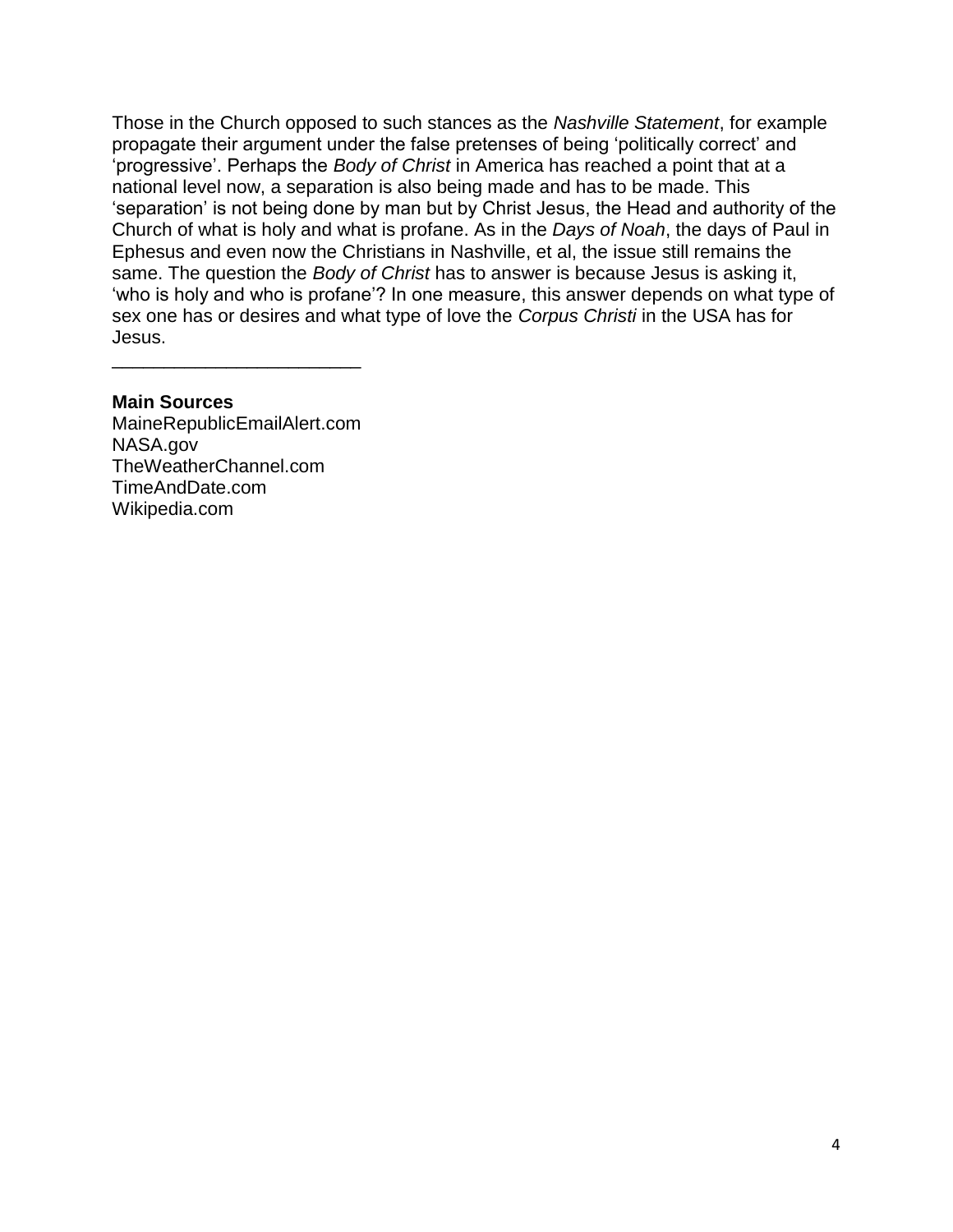Those in the Church opposed to such stances as the *Nashville Statement*, for example propagate their argument under the false pretenses of being 'politically correct' and 'progressive'. Perhaps the *Body of Christ* in America has reached a point that at a national level now, a separation is also being made and has to be made. This 'separation' is not being done by man but by Christ Jesus, the Head and authority of the Church of what is holy and what is profane. As in the *Days of Noah*, the days of Paul in Ephesus and even now the Christians in Nashville, et al, the issue still remains the same. The question the *Body of Christ* has to answer is because Jesus is asking it, 'who is holy and who is profane'? In one measure, this answer depends on what type of sex one has or desires and what type of love the *Corpus Christi* in the USA has for Jesus.

________________________

**Main Sources**

MaineRepublicEmailAlert.com
NASA.gov
TheWeatherChannel.com
TimeAndDate.com
Wikipedia.com